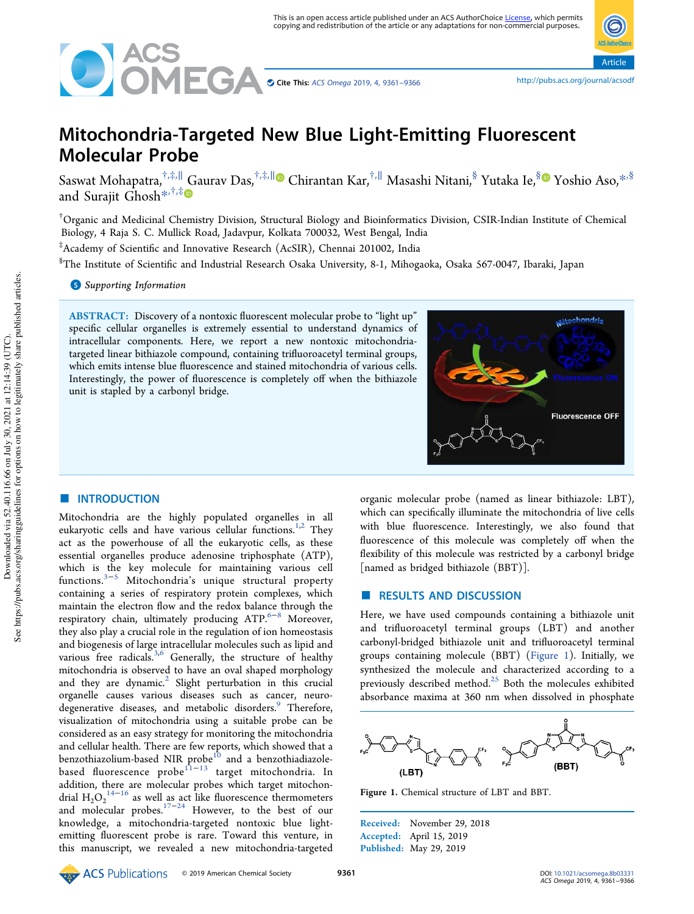# Mitochondria-Targeted New Blue Light-Emitting Fluorescent Molecular Probe

Saswat Mohapatra,[†,‡,∥] Gaurav Das,[†,‡,∥] Chirantan Kar,[†,∥] Masashi Nitani,[§] Yutaka Ie,[§] Yoshio Aso,[*,§] and Surajit Ghosh[*,†,‡]

[†]Organic and Medicinal Chemistry Division, Structural Biology and Bioinformatics Division, CSIR-Indian Institute of Chemical Biology, 4 Raja S. C. Mullick Road, Jadavpur, Kolkata 700032, West Bengal, India

[‡]Academy of Scientific and Innovative Research (AcSIR), Chennai 201002, India

[§]The Institute of Scientific and Industrial Research Osaka University, 8-1, Mihogaoka, Osaka 567-0047, Ibaraki, Japan

*Supporting Information*

**ABSTRACT:** Discovery of a nontoxic fluorescent molecular probe to "light up" specific cellular organelles is extremely essential to understand dynamics of intracellular components. Here, we report a new nontoxic mitochondria-targeted linear bithiazole compound, containing trifluoroacetyl terminal groups, which emits intense blue fluorescence and stained mitochondria of various cells. Interestingly, the power of fluorescence is completely off when the bithiazole unit is stapled by a carbonyl bridge.

## INTRODUCTION

Mitochondria are the highly populated organelles in all eukaryotic cells and have various cellular functions.[1,2] They act as the powerhouse of all the eukaryotic cells, as these essential organelles produce adenosine triphosphate (ATP), which is the key molecule for maintaining various cell functions.[3−5] Mitochondria's unique structural property containing a series of respiratory protein complexes, which maintain the electron flow and the redox balance through the respiratory chain, ultimately producing ATP.[6−8] Moreover, they also play a crucial role in the regulation of ion homeostasis and biogenesis of large intracellular molecules such as lipid and various free radicals.[3,6] Generally, the structure of healthy mitochondria is observed to have an oval shaped morphology and they are dynamic.[2] Slight perturbation in this crucial organelle causes various diseases such as cancer, neurodegenerative diseases, and metabolic disorders.[9] Therefore, visualization of mitochondria using a suitable probe can be considered as an easy strategy for monitoring the mitochondria and cellular health. There are few reports, which showed that a benzothiazolium-based NIR probe[10] and a benzothiadiazole-based fluorescence probe[11−13] target mitochondria. In addition, there are molecular probes which target mitochondrial $H_2O_2$[14−16] as well as act like fluorescence thermometers and molecular probes.[17−24] However, to the best of our knowledge, a mitochondria-targeted nontoxic blue light-emitting fluorescent probe is rare. Toward this venture, in this manuscript, we revealed a new mitochondria-targeted organic molecular probe (named as linear bithiazole: LBT), which can specifically illuminate the mitochondria of live cells with blue fluorescence. Interestingly, we also found that fluorescence of this molecule was completely off when the flexibility of this molecule was restricted by a carbonyl bridge [named as bridged bithiazole (BBT)].

## RESULTS AND DISCUSSION

Here, we have used compounds containing a bithiazole unit and trifluoroacetyl terminal groups (LBT) and another carbonyl-bridged bithiazole unit and trifluoroacetyl terminal groups containing molecule (BBT) (Figure 1). Initially, we synthesized the molecule and characterized according to a previously described method.[25] Both the molecules exhibited absorbance maxima at 360 nm when dissolved in phosphate

Figure 1. Chemical structure of LBT and BBT.

Received: November 29, 2018
Accepted: April 15, 2019
Published: May 29, 2019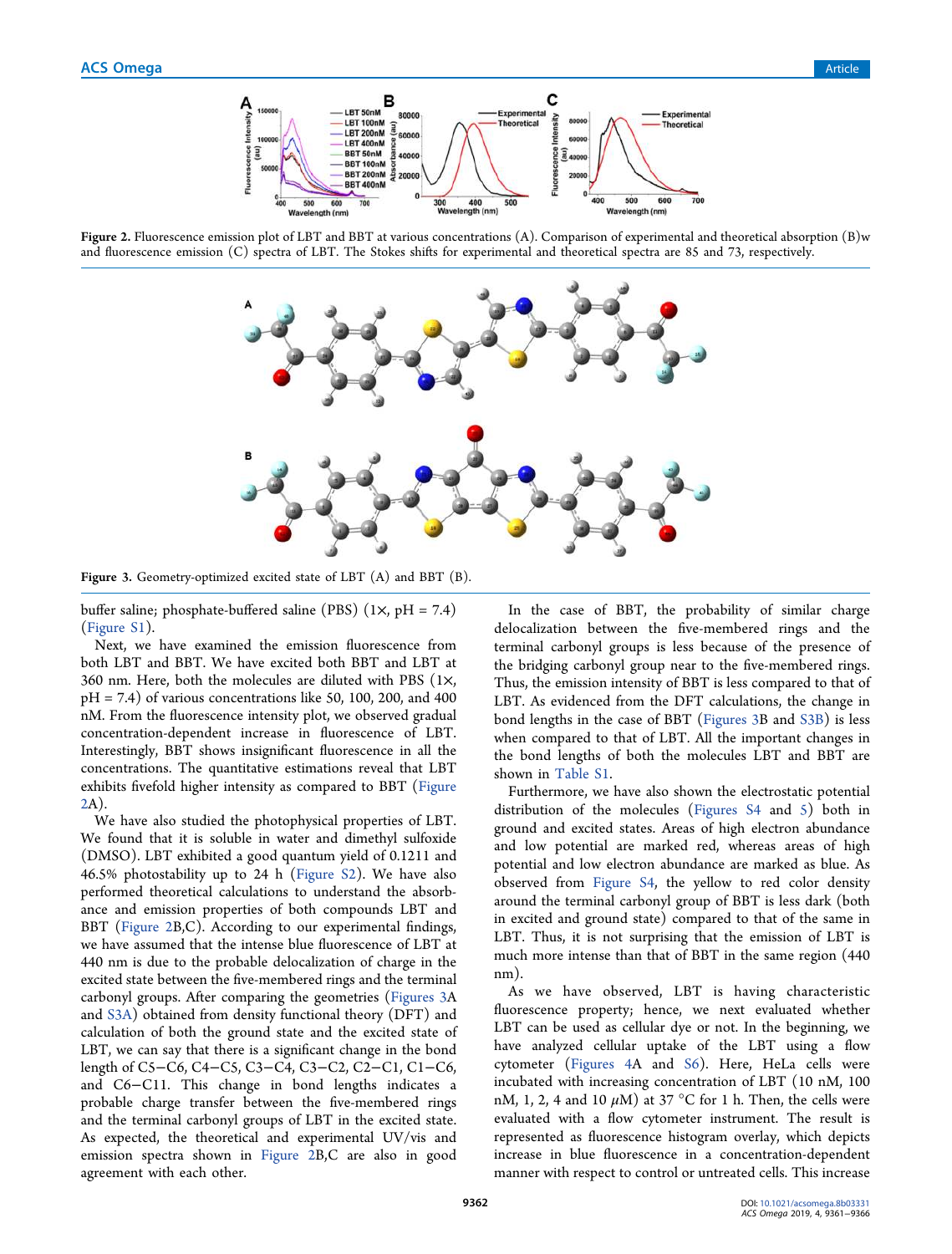Figure 2. Fluorescence emission plot of LBT and BBT at various concentrations (A). Comparison of experimental and theoretical absorption (B)w and fluorescence emission (C) spectra of LBT. The Stokes shifts for experimental and theoretical spectra are 85 and 73, respectively.

Figure 3. Geometry-optimized excited state of LBT (A) and BBT (B).

buffer saline; phosphate-buffered saline (PBS) (1×, pH = 7.4) (Figure S1).

Next, we have examined the emission fluorescence from both LBT and BBT. We have excited both BBT and LBT at 360 nm. Here, both the molecules are diluted with PBS (1×, pH = 7.4) of various concentrations like 50, 100, 200, and 400 nM. From the fluorescence intensity plot, we observed gradual concentration-dependent increase in fluorescence of LBT. Interestingly, BBT shows insignificant fluorescence in all the concentrations. The quantitative estimations reveal that LBT exhibits fivefold higher intensity as compared to BBT (Figure 2A).

We have also studied the photophysical properties of LBT. We found that it is soluble in water and dimethyl sulfoxide (DMSO). LBT exhibited a good quantum yield of 0.1211 and 46.5% photostability up to 24 h (Figure S2). We have also performed theoretical calculations to understand the absorbance and emission properties of both compounds LBT and BBT (Figure 2B,C). According to our experimental findings, we have assumed that the intense blue fluorescence of LBT at 440 nm is due to the probable delocalization of charge in the excited state between the five-membered rings and the terminal carbonyl groups. After comparing the geometries (Figures 3A and S3A) obtained from density functional theory (DFT) and calculation of both the ground state and the excited state of LBT, we can say that there is a significant change in the bond length of C5−C6, C4−C5, C3−C4, C3−C2, C2−C1, C1−C6, and C6−C11. This change in bond lengths indicates a probable charge transfer between the five-membered rings and the terminal carbonyl groups of LBT in the excited state. As expected, the theoretical and experimental UV/vis and emission spectra shown in Figure 2B,C are also in good agreement with each other.

In the case of BBT, the probability of similar charge delocalization between the five-membered rings and the terminal carbonyl groups is less because of the presence of the bridging carbonyl group near to the five-membered rings. Thus, the emission intensity of BBT is less compared to that of LBT. As evidenced from the DFT calculations, the change in bond lengths in the case of BBT (Figures 3B and S3B) is less when compared to that of LBT. All the important changes in the bond lengths of both the molecules LBT and BBT are shown in Table S1.

Furthermore, we have also shown the electrostatic potential distribution of the molecules (Figures S4 and 5) both in ground and excited states. Areas of high electron abundance and low potential are marked red, whereas areas of high potential and low electron abundance are marked as blue. As observed from Figure S4, the yellow to red color density around the terminal carbonyl group of BBT is less dark (both in excited and ground state) compared to that of the same in LBT. Thus, it is not surprising that the emission of LBT is much more intense than that of BBT in the same region (440 nm).

As we have observed, LBT is having characteristic fluorescence property; hence, we next evaluated whether LBT can be used as cellular dye or not. In the beginning, we have analyzed cellular uptake of the LBT using a flow cytometer (Figures 4A and S6). Here, HeLa cells were incubated with increasing concentration of LBT (10 nM, 100 nM, 1, 2, 4 and 10 $\mu$M) at 37 °C for 1 h. Then, the cells were evaluated with a flow cytometer instrument. The result is represented as fluorescence histogram overlay, which depicts increase in blue fluorescence in a concentration-dependent manner with respect to control or untreated cells. This increase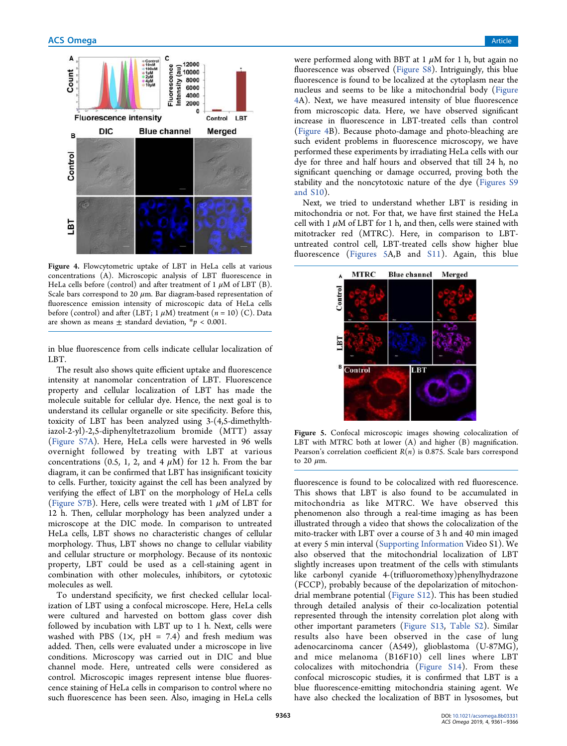Figure 4. Flowcytometric uptake of LBT in HeLa cells at various concentrations (A). Microscopic analysis of LBT fluorescence in HeLa cells before (control) and after treatment of 1 $\mu$M of LBT (B). Scale bars correspond to 20 $\mu$m. Bar diagram-based representation of fluorescence emission intensity of microscopic data of HeLa cells before (control) and after (LBT; 1 $\mu$M) treatment ($n$ = 10) (C). Data are shown as means ± standard deviation, $*p < 0.001$.

in blue fluorescence from cells indicate cellular localization of LBT.

The result also shows quite efficient uptake and fluorescence intensity at nanomolar concentration of LBT. Fluorescence property and cellular localization of LBT has made the molecule suitable for cellular dye. Hence, the next goal is to understand its cellular organelle or site specificity. Before this, toxicity of LBT has been analyzed using 3-(4,5-dimethylthiazol-2-yl)-2,5-diphenyltetrazolium bromide (MTT) assay (Figure S7A). Here, HeLa cells were harvested in 96 wells overnight followed by treating with LBT at various concentrations (0.5, 1, 2, and 4 $\mu$M) for 12 h. From the bar diagram, it can be confirmed that LBT has insignificant toxicity to cells. Further, toxicity against the cell has been analyzed by verifying the effect of LBT on the morphology of HeLa cells (Figure S7B). Here, cells were treated with 1 $\mu$M of LBT for 12 h. Then, cellular morphology has been analyzed under a microscope at the DIC mode. In comparison to untreated HeLa cells, LBT shows no characteristic changes of cellular morphology. Thus, LBT shows no change to cellular viability and cellular structure or morphology. Because of its nontoxic property, LBT could be used as a cell-staining agent in combination with other molecules, inhibitors, or cytotoxic molecules as well.

To understand specificity, we first checked cellular localization of LBT using a confocal microscope. Here, HeLa cells were cultured and harvested on bottom glass cover dish followed by incubation with LBT up to 1 h. Next, cells were washed with PBS (1×, pH = 7.4) and fresh medium was added. Then, cells were evaluated under a microscope in live conditions. Microscopy was carried out in DIC and blue channel mode. Here, untreated cells were considered as control. Microscopic images represent intense blue fluorescence staining of HeLa cells in comparison to control where no such fluorescence has been seen. Also, imaging in HeLa cells were performed along with BBT at 1 $\mu$M for 1 h, but again no fluorescence was observed (Figure S8). Intriguingly, this blue fluorescence is found to be localized at the cytoplasm near the nucleus and seems to be like a mitochondrial body (Figure 4A). Next, we have measured intensity of blue fluorescence from microscopic data. Here, we have observed significant increase in fluorescence in LBT-treated cells than control (Figure 4B). Because photo-damage and photo-bleaching are such evident problems in fluorescence microscopy, we have performed these experiments by irradiating HeLa cells with our dye for three and half hours and observed that till 24 h, no significant quenching or damage occurred, proving both the stability and the noncytotoxic nature of the dye (Figures S9 and S10).

Next, we tried to understand whether LBT is residing in mitochondria or not. For that, we have first stained the HeLa cell with 1 $\mu$M of LBT for 1 h, and then, cells were stained with mitotracker red (MTRC). Here, in comparison to LBT-untreated control cell, LBT-treated cells show higher blue fluorescence (Figures 5A,B and S11). Again, this blue fluorescence is found to be colocalized with red fluorescence. This shows that LBT is also found to be accumulated in mitochondria as like MTRC. We have observed this phenomenon also through a real-time imaging as has been illustrated through a video that shows the colocalization of the mito-tracker with LBT over a course of 3 h and 40 min imaged at every 5 min interval (Supporting Information Video S1). We also observed that the mitochondrial localization of LBT slightly increases upon treatment of the cells with stimulants like carbonyl cyanide 4-(trifluoromethoxy)phenylhydrazone (FCCP), probably because of the depolarization of mitochondrial membrane potential (Figure S12). This has been studied through detailed analysis of their co-localization potential represented through the intensity correlation plot along with other important parameters (Figure S13, Table S2). Similar results also have been observed in the case of lung adenocarcinoma cancer (A549), glioblastoma (U-87MG), and mice melanoma (B16F10) cell lines where LBT colocalizes with mitochondria (Figure S14). From these confocal microscopic studies, it is confirmed that LBT is a blue fluorescence-emitting mitochondria staining agent. We have also checked the localization of BBT in lysosomes, but

Figure 5. Confocal microscopic images showing colocalization of LBT with MTRC both at lower (A) and higher (B) magnification. Pearson's correlation coefficient $R(n)$ is 0.875. Scale bars correspond to 20 $\mu$m.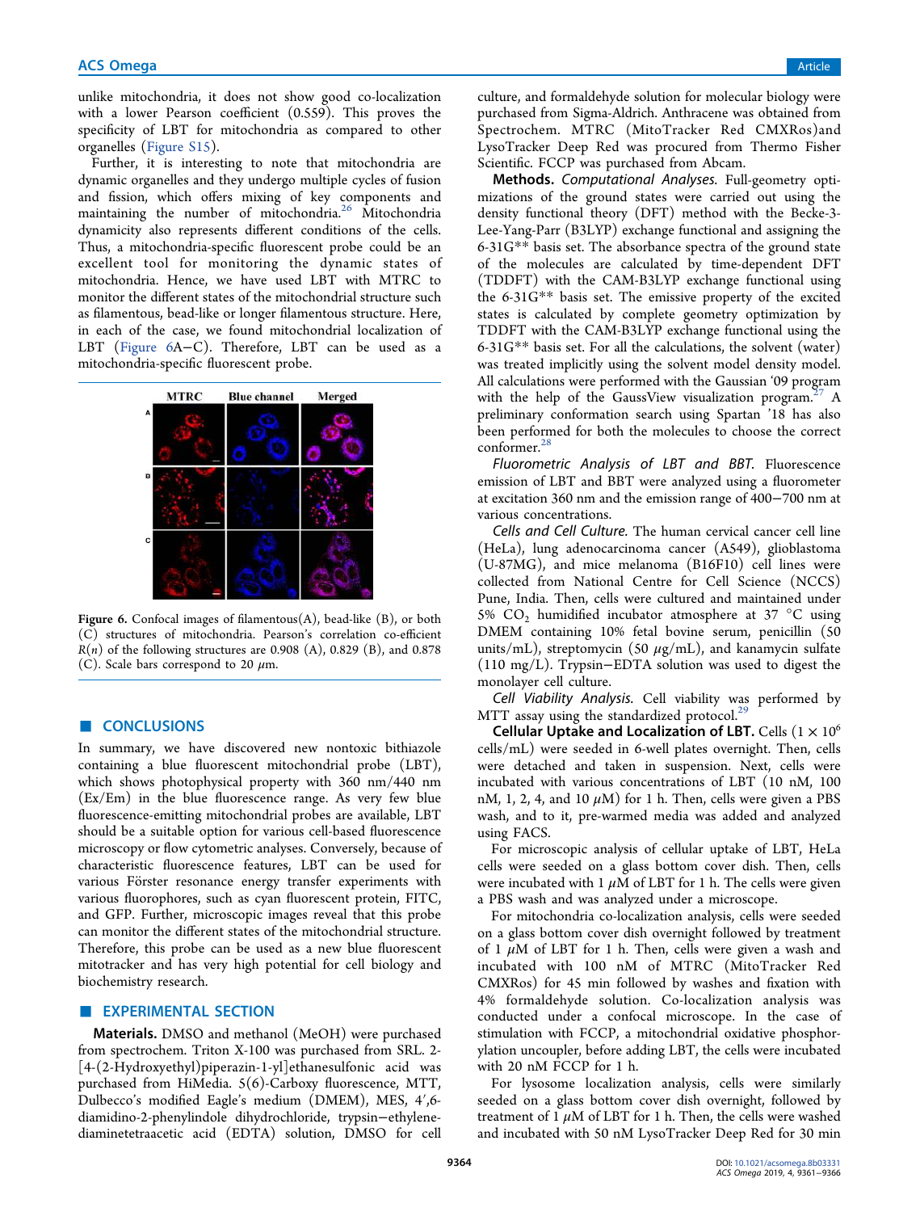unlike mitochondria, it does not show good co-localization with a lower Pearson coefficient (0.559). This proves the specificity of LBT for mitochondria as compared to other organelles (Figure S15).

Further, it is interesting to note that mitochondria are dynamic organelles and they undergo multiple cycles of fusion and fission, which offers mixing of key components and maintaining the number of mitochondria.[26] Mitochondria dynamicity also represents different conditions of the cells. Thus, a mitochondria-specific fluorescent probe could be an excellent tool for monitoring the dynamic states of mitochondria. Hence, we have used LBT with MTRC to monitor the different states of the mitochondrial structure such as filamentous, bead-like or longer filamentous structure. Here, in each of the case, we found mitochondrial localization of LBT (Figure 6A–C). Therefore, LBT can be used as a mitochondria-specific fluorescent probe.

Figure 6. Confocal images of filamentous(A), bead-like (B), or both (C) structures of mitochondria. Pearson's correlation co-efficient $R(n)$ of the following structures are 0.908 (A), 0.829 (B), and 0.878 (C). Scale bars correspond to 20 $\mu$m.

## CONCLUSIONS

In summary, we have discovered new nontoxic bithiazole containing a blue fluorescent mitochondrial probe (LBT), which shows photophysical property with 360 nm/440 nm (Ex/Em) in the blue fluorescence range. As very few blue fluorescence-emitting mitochondrial probes are available, LBT should be a suitable option for various cell-based fluorescence microscopy or flow cytometric analyses. Conversely, because of characteristic fluorescence features, LBT can be used for various Förster resonance energy transfer experiments with various fluorophores, such as cyan fluorescent protein, FITC, and GFP. Further, microscopic images reveal that this probe can monitor the different states of the mitochondrial structure. Therefore, this probe can be used as a new blue fluorescent mitotracker and has very high potential for cell biology and biochemistry research.

## EXPERIMENTAL SECTION

**Materials.** DMSO and methanol (MeOH) were purchased from spectrochem. Triton X-100 was purchased from SRL. 2-[4-(2-Hydroxyethyl)piperazin-1-yl]ethanesulfonic acid was purchased from HiMedia. 5(6)-Carboxy fluorescence, MTT, Dulbecco's modified Eagle's medium (DMEM), MES, 4′,6-diamidino-2-phenylindole dihydrochloride, trypsin–ethylenediaminetetraacetic acid (EDTA) solution, DMSO for cell culture, and formaldehyde solution for molecular biology were purchased from Sigma-Aldrich. Anthracene was obtained from Spectrochem. MTRC (MitoTracker Red CMXRos)and LysoTracker Deep Red was procured from Thermo Fisher Scientific. FCCP was purchased from Abcam.

**Methods.** *Computational Analyses.* Full-geometry optimizations of the ground states were carried out using the density functional theory (DFT) method with the Becke-3-Lee-Yang-Parr (B3LYP) exchange functional and assigning the 6-31G** basis set. The absorbance spectra of the ground state of the molecules are calculated by time-dependent DFT (TDDFT) with the CAM-B3LYP exchange functional using the 6-31G** basis set. The emissive property of the excited states is calculated by complete geometry optimization by TDDFT with the CAM-B3LYP exchange functional using the 6-31G** basis set. For all the calculations, the solvent (water) was treated implicitly using the solvent model density model. All calculations were performed with the Gaussian '09 program with the help of the GaussView visualization program.[27] A preliminary conformation search using Spartan '18 has also been performed for both the molecules to choose the correct conformer.[28]

*Fluorometric Analysis of LBT and BBT.* Fluorescence emission of LBT and BBT were analyzed using a fluorometer at excitation 360 nm and the emission range of 400–700 nm at various concentrations.

*Cells and Cell Culture.* The human cervical cancer cell line (HeLa), lung adenocarcinoma cancer (A549), glioblastoma (U-87MG), and mice melanoma (B16F10) cell lines were collected from National Centre for Cell Science (NCCS) Pune, India. Then, cells were cultured and maintained under 5% $CO_2$ humidified incubator atmosphere at 37 °C using DMEM containing 10% fetal bovine serum, penicillin (50 units/mL), streptomycin (50 $\mu$g/mL), and kanamycin sulfate (110 mg/L). Trypsin–EDTA solution was used to digest the monolayer cell culture.

*Cell Viability Analysis.* Cell viability was performed by MTT assay using the standardized protocol.[29]

**Cellular Uptake and Localization of LBT.** Cells ($1 \times 10^6$ cells/mL) were seeded in 6-well plates overnight. Then, cells were detached and taken in suspension. Next, cells were incubated with various concentrations of LBT (10 nM, 100 nM, 1, 2, 4, and 10 $\mu$M) for 1 h. Then, cells were given a PBS wash, and to it, pre-warmed media was added and analyzed using FACS.

For microscopic analysis of cellular uptake of LBT, HeLa cells were seeded on a glass bottom cover dish. Then, cells were incubated with 1 $\mu$M of LBT for 1 h. The cells were given a PBS wash and was analyzed under a microscope.

For mitochondria co-localization analysis, cells were seeded on a glass bottom dish overnight followed by treatment of 1 $\mu$M of LBT for 1 h. Then, cells were given a wash and incubated with 100 nM of MTRC (MitoTracker Red CMXRos) for 45 min followed by washes and fixation with 4% formaldehyde solution. Co-localization analysis was conducted under a confocal microscope. In the case of stimulation with FCCP, a mitochondrial oxidative phosphorylation uncoupler, before adding LBT, the cells were incubated with 20 nM FCCP for 1 h.

For lysosome localization analysis, cells were similarly seeded on a glass bottom cover dish overnight, followed by treatment of 1 $\mu$M of LBT for 1 h. Then, the cells were washed and incubated with 50 nM LysoTracker Deep Red for 30 min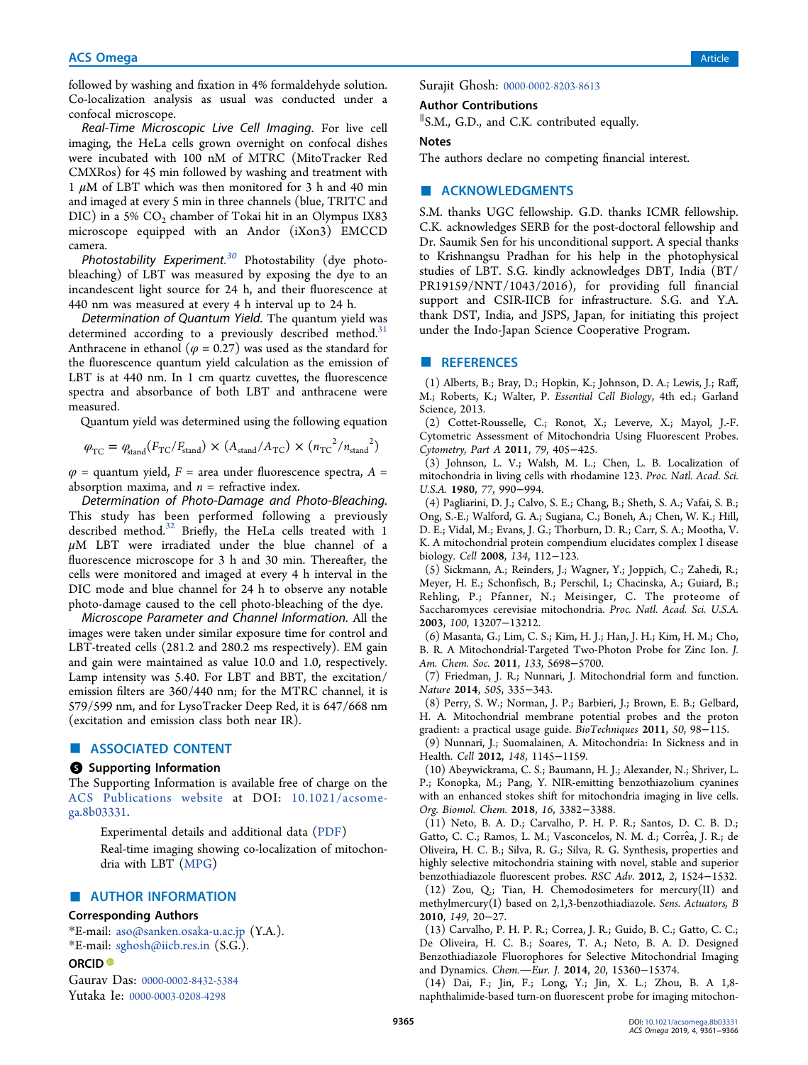followed by washing and fixation in 4% formaldehyde solution. Co-localization analysis as usual was conducted under a confocal microscope.

*Real-Time Microscopic Live Cell Imaging.* For live cell imaging, the HeLa cells grown overnight on confocal dishes were incubated with 100 nM of MTRC (MitoTracker Red CMXRos) for 45 min followed by washing and treatment with 1 $\mu$M of LBT which was then monitored for 3 h and 40 min and imaged at every 5 min in three channels (blue, TRITC and DIC) in a 5% $CO_2$ chamber of Tokai hit in an Olympus IX83 microscope equipped with an Andor (iXon3) EMCCD camera.

*Photostability Experiment.*[30] Photostability (dye photo-bleaching) of LBT was measured by exposing the dye to an incandescent light source for 24 h, and their fluorescence at 440 nm was measured at every 4 h interval up to 24 h.

*Determination of Quantum Yield.* The quantum yield was determined according to a previously described method.[31] Anthracene in ethanol ($\varphi = 0.27$) was used as the standard for the fluorescence quantum yield calculation as the emission of LBT is at 440 nm. In 1 cm quartz cuvettes, the fluorescence spectra and absorbance of both LBT and anthracene were measured.

Quantum yield was determined using the following equation

$$\varphi_{TC} = \varphi_{stand}(F_{TC}/F_{stand}) \times (A_{stand}/A_{TC}) \times (n_{TC}^2/n_{stand}^2)$$

$\varphi$ = quantum yield, $F$ = area under fluorescence spectra, $A$ = absorption maxima, and $n$ = refractive index.

*Determination of Photo-Damage and Photo-Bleaching.* This study has been performed following a previously described method.[32] Briefly, the HeLa cells treated with 1 $\mu$M LBT were irradiated under the blue channel of a fluorescence microscope for 3 h and 30 min. Thereafter, the cells were monitored and imaged at every 4 h interval in the DIC mode and blue channel for 24 h to observe any notable photo-damage caused to the cell photo-bleaching of the dye.

*Microscope Parameter and Channel Information.* All the images were taken under similar exposure time for control and LBT-treated cells (281.2 and 280.2 ms respectively). EM gain and gain were maintained as value 10.0 and 1.0, respectively. Lamp intensity was 5.40. For LBT and BBT, the excitation/emission filters are 360/440 nm; for the MTRC channel, it is 579/599 nm, and for LysoTracker Deep Red, it is 647/668 nm (excitation and emission class both near IR).

## ASSOCIATED CONTENT

### Supporting Information

The Supporting Information is available free of charge on the ACS Publications website at DOI: 10.1021/acsomega.8b03331.

Experimental details and additional data (PDF)

Real-time imaging showing co-localization of mitochondria with LBT (MPG)

## AUTHOR INFORMATION

### Corresponding Authors

*E-mail: aso@sanken.osaka-u.ac.jp (Y.A.).

*E-mail: sghosh@iicb.res.in (S.G.).

### ORCID

Gaurav Das: 0000-0002-8432-5384

Yutaka Ie: 0000-0003-0208-4298

Surajit Ghosh: 0000-0002-8203-8613

### Author Contributions

‖S.M., G.D., and C.K. contributed equally.

### Notes

The authors declare no competing financial interest.

## ACKNOWLEDGMENTS

S.M. thanks UGC fellowship. G.D. thanks ICMR fellowship. C.K. acknowledges SERB for the post-doctoral fellowship and Dr. Saumik Sen for his unconditional support. A special thanks to Krishnangsu Pradhan for his help in the photophysical studies of LBT. S.G. kindly acknowledges DBT, India (BT/PR19159/NNT/1043/2016), for providing full financial support and CSIR-IICB for infrastructure. S.G. and Y.A. thank DST, India, and JSPS, Japan, for initiating this project under the Indo-Japan Science Cooperative Program.

## REFERENCES

(1) Alberts, B.; Bray, D.; Hopkin, K.; Johnson, D. A.; Lewis, J.; Raff, M.; Roberts, K.; Walter, P. *Essential Cell Biology*, 4th ed.; Garland Science, 2013.

(2) Cottet-Rousselle, C.; Ronot, X.; Leverve, X.; Mayol, J.-F. Cytometric Assessment of Mitochondria Using Fluorescent Probes. *Cytometry, Part A* **2011**, *79*, 405−425.

(3) Johnson, L. V.; Walsh, M. L.; Chen, L. B. Localization of mitochondria in living cells with rhodamine 123. *Proc. Natl. Acad. Sci. U.S.A.* **1980**, *77*, 990−994.

(4) Pagliarini, D. J.; Calvo, S. E.; Chang, B.; Sheth, S. A.; Vafai, S. B.; Ong, S.-E.; Walford, G. A.; Sugiana, C.; Boneh, A.; Chen, W. K.; Hill, D. E.; Vidal, M.; Evans, J. G.; Thorburn, D. R.; Carr, S. A.; Mootha, V. K. A mitochondrial protein compendium elucidates complex I disease biology. *Cell* **2008**, *134*, 112−123.

(5) Sickmann, A.; Reinders, J.; Wagner, Y.; Joppich, C.; Zahedi, R.; Meyer, H. E.; Schonfisch, B.; Perschil, I.; Chacinska, A.; Guiard, B.; Rehling, P.; Pfanner, N.; Meisinger, C. The proteome of Saccharomyces cerevisiae mitochondria. *Proc. Natl. Acad. Sci. U.S.A.* **2003**, *100*, 13207−13212.

(6) Masanta, G.; Lim, C. S.; Kim, H. J.; Han, J. H.; Kim, H. M.; Cho, B. R. A Mitochondrial-Targeted Two-Photon Probe for Zinc Ion. *J. Am. Chem. Soc.* **2011**, *133*, 5698−5700.

(7) Friedman, J. R.; Nunnari, J. Mitochondrial form and function. *Nature* **2014**, *505*, 335−343.

(8) Perry, S. W.; Norman, J. P.; Barbieri, J.; Brown, E. B.; Gelbard, H. A. Mitochondrial membrane potential probes and the proton gradient: a practical usage guide. *BioTechniques* **2011**, *50*, 98−115.

(9) Nunnari, J.; Suomalainen, A. Mitochondria: In Sickness and in Health. *Cell* **2012**, *148*, 1145−1159.

(10) Abeywickrama, C. S.; Baumann, H. J.; Alexander, N.; Shriver, L. P.; Konopka, M.; Pang, Y. NIR-emitting benzothiazolium cyanines with an enhanced stokes shift for mitochondria imaging in live cells. *Org. Biomol. Chem.* **2018**, *16*, 3382−3388.

(11) Neto, B. A. D.; Carvalho, P. H. P. R.; Santos, D. C. B. D.; Gatto, C. C.; Ramos, L. M.; Vasconcelos, N. M. d.; Corrêa, J. R.; de Oliveira, H. C. B.; Silva, R. G.; Silva, R. G. Synthesis, properties and highly selective mitochondria staining with novel, stable and superior benzothiadiazole fluorescent probes. *RSC Adv.* **2012**, *2*, 1524−1532.

(12) Zou, Q.; Tian, H. Chemodosimeters for mercury(II) and methylmercury(I) based on 2,1,3-benzothiadiazole. *Sens. Actuators, B* **2010**, *149*, 20−27.

(13) Carvalho, P. H. P. R.; Correa, J. R.; Guido, B. C.; Gatto, C. C.; De Oliveira, H. C. B.; Soares, T. A.; Neto, B. A. D. Designed Benzothiadiazole Fluorophores for Selective Mitochondrial Imaging and Dynamics. *Chem.—Eur. J.* **2014**, *20*, 15360−15374.

(14) Dai, F.; Jin, F.; Long, Y.; Jin, X. L.; Zhou, B. A 1,8-naphthalimide-based turn-on fluorescent probe for imaging mitochon-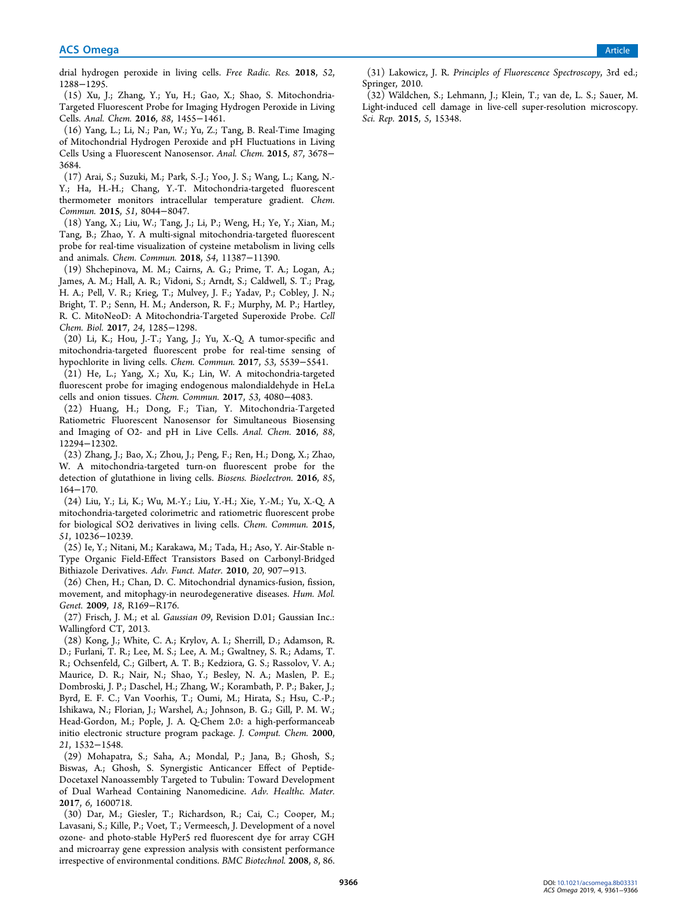drial hydrogen peroxide in living cells. *Free Radic. Res.* **2018**, *52*, 1288−1295.

(15) Xu, J.; Zhang, Y.; Yu, H.; Gao, X.; Shao, S. Mitochondria-Targeted Fluorescent Probe for Imaging Hydrogen Peroxide in Living Cells. *Anal. Chem.* **2016**, *88*, 1455−1461.

(16) Yang, L.; Li, N.; Pan, W.; Yu, Z.; Tang, B. Real-Time Imaging of Mitochondrial Hydrogen Peroxide and pH Fluctuations in Living Cells Using a Fluorescent Nanosensor. *Anal. Chem.* **2015**, *87*, 3678−3684.

(17) Arai, S.; Suzuki, M.; Park, S.-J.; Yoo, J. S.; Wang, L.; Kang, N.-Y.; Ha, H.-H.; Chang, Y.-T. Mitochondria-targeted fluorescent thermometer monitors intracellular temperature gradient. *Chem. Commun.* **2015**, *51*, 8044−8047.

(18) Yang, X.; Liu, W.; Tang, J.; Li, P.; Weng, H.; Ye, Y.; Xian, M.; Tang, B.; Zhao, Y. A multi-signal mitochondria-targeted fluorescent probe for real-time visualization of cysteine metabolism in living cells and animals. *Chem. Commun.* **2018**, *54*, 11387−11390.

(19) Shchepinova, M. M.; Cairns, A. G.; Prime, T. A.; Logan, A.; James, A. M.; Hall, A. R.; Vidoni, S.; Arndt, S.; Caldwell, S. T.; Prag, H. A.; Pell, V. R.; Krieg, T.; Mulvey, J. F.; Yadav, P.; Cobley, J. N.; Bright, T. P.; Senn, H. M.; Anderson, R. F.; Murphy, M. P.; Hartley, R. C. MitoNeoD: A Mitochondria-Targeted Superoxide Probe. *Cell Chem. Biol.* **2017**, *24*, 1285−1298.

(20) Li, K.; Hou, J.-T.; Yang, J.; Yu, X.-Q. A tumor-specific and mitochondria-targeted fluorescent probe for real-time sensing of hypochlorite in living cells. *Chem. Commun.* **2017**, *53*, 5539−5541.

(21) He, L.; Yang, X.; Xu, K.; Lin, W. A mitochondria-targeted fluorescent probe for imaging endogenous malondialdehyde in HeLa cells and onion tissues. *Chem. Commun.* **2017**, *53*, 4080−4083.

(22) Huang, H.; Dong, F.; Tian, Y. Mitochondria-Targeted Ratiometric Fluorescent Nanosensor for Simultaneous Biosensing and Imaging of O2- and pH in Live Cells. *Anal. Chem.* **2016**, *88*, 12294−12302.

(23) Zhang, J.; Bao, X.; Zhou, J.; Peng, F.; Ren, H.; Dong, X.; Zhao, W. A mitochondria-targeted turn-on fluorescent probe for the detection of glutathione in living cells. *Biosens. Bioelectron.* **2016**, *85*, 164−170.

(24) Liu, Y.; Li, K.; Wu, M.-Y.; Liu, Y.-H.; Xie, Y.-M.; Yu, X.-Q. A mitochondria-targeted colorimetric and ratiometric fluorescent probe for biological SO2 derivatives in living cells. *Chem. Commun.* **2015**, *51*, 10236−10239.

(25) Ie, Y.; Nitani, M.; Karakawa, M.; Tada, H.; Aso, Y. Air-Stable n-Type Organic Field-Effect Transistors Based on Carbonyl-Bridged Bithiazole Derivatives. *Adv. Funct. Mater.* **2010**, *20*, 907−913.

(26) Chen, H.; Chan, D. C. Mitochondrial dynamics-fusion, fission, movement, and mitophagy-in neurodegenerative diseases. *Hum. Mol. Genet.* **2009**, *18*, R169−R176.

(27) Frisch, J. M.; et al. *Gaussian 09*, Revision D.01; Gaussian Inc.: Wallingford CT, 2013.

(28) Kong, J.; White, C. A.; Krylov, A. I.; Sherrill, D.; Adamson, R. D.; Furlani, T. R.; Lee, M. S.; Lee, A. M.; Gwaltney, S. R.; Adams, T. R.; Ochsenfeld, C.; Gilbert, A. T. B.; Kedziora, G. S.; Rassolov, V. A.; Maurice, D. R.; Nair, N.; Shao, Y.; Besley, N. A.; Maslen, P. E.; Dombroski, J. P.; Daschel, H.; Zhang, W.; Korambath, P. P.; Baker, J.; Byrd, E. F. C.; Van Voorhis, T.; Oumi, M.; Hirata, S.; Hsu, C.-P.; Ishikawa, N.; Florian, J.; Warshel, A.; Johnson, B. G.; Gill, P. M. W.; Head-Gordon, M.; Pople, J. A. Q-Chem 2.0: a high-performanceab initio electronic structure program package. *J. Comput. Chem.* **2000**, *21*, 1532−1548.

(29) Mohapatra, S.; Saha, A.; Mondal, P.; Jana, B.; Ghosh, S.; Biswas, A.; Ghosh, S. Synergistic Anticancer Effect of Peptide-Docetaxel Nanoassembly Targeted to Tubulin: Toward Development of Dual Warhead Containing Nanomedicine. *Adv. Healthc. Mater.* **2017**, *6*, 1600718.

(30) Dar, M.; Giesler, T.; Richardson, R.; Cai, C.; Cooper, M.; Lavasani, S.; Kille, P.; Voet, T.; Vermeesch, J. Development of a novel ozone- and photo-stable HyPer5 red fluorescent dye for array CGH and microarray gene expression analysis with consistent performance irrespective of environmental conditions. *BMC Biotechnol.* **2008**, *8*, 86.

(31) Lakowicz, J. R. *Principles of Fluorescence Spectroscopy*, 3rd ed.; Springer, 2010.

(32) Wäldchen, S.; Lehmann, J.; Klein, T.; van de, L. S.; Sauer, M. Light-induced cell damage in live-cell super-resolution microscopy. *Sci. Rep.* **2015**, *5*, 15348.